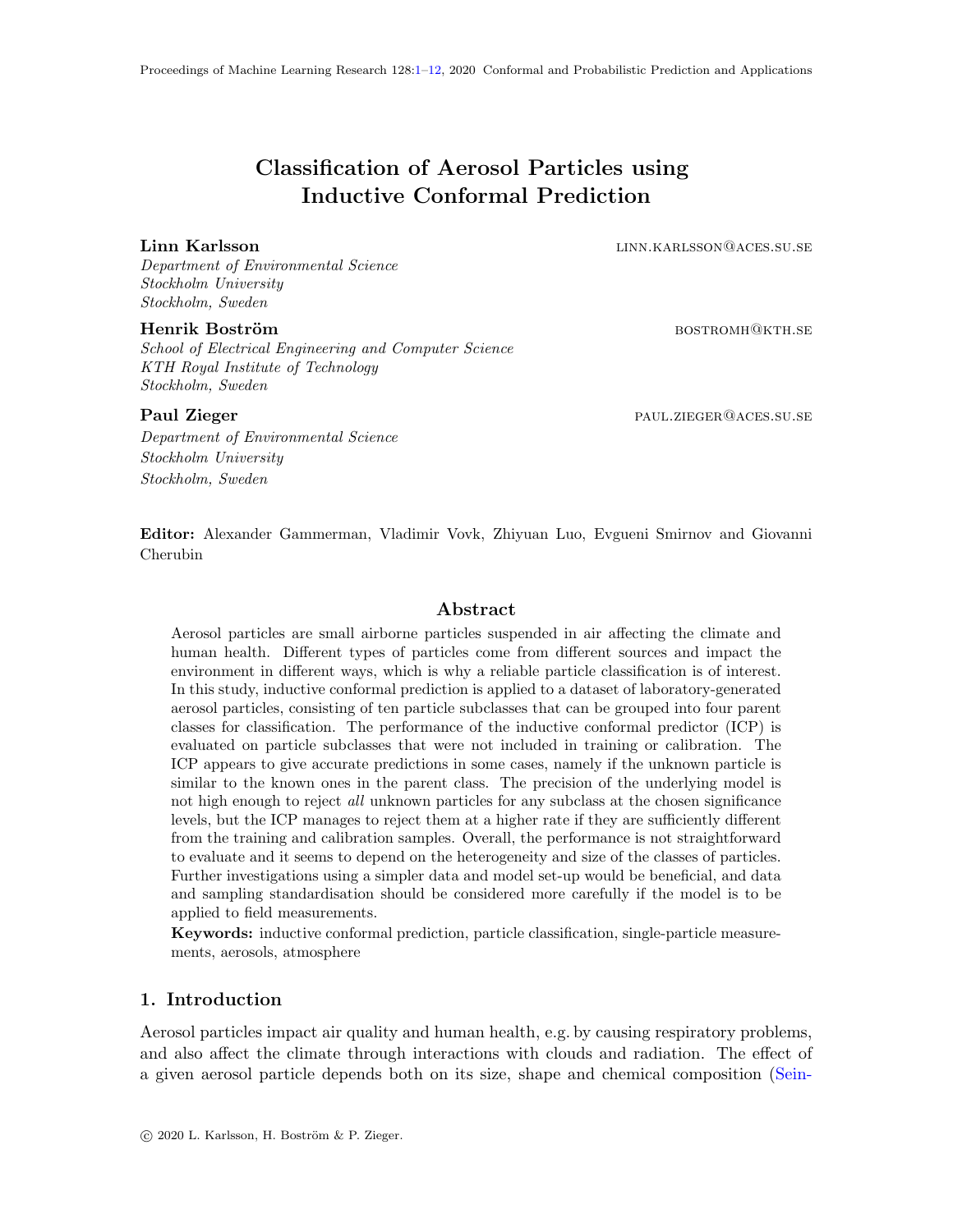# Classification of Aerosol Particles using Inductive Conformal Prediction

**Linn Karlsson** LINN.KARLSSON@ACES.SU.SE
*Department of Environmental Science*
*Stockholm University*
*Stockholm, Sweden*

**Henrik Boström** BOSTROMH@KTH.SE
*School of Electrical Engineering and Computer Science*
*KTH Royal Institute of Technology*
*Stockholm, Sweden*

**Paul Zieger** PAUL.ZIEGER@ACES.SU.SE
*Department of Environmental Science*
*Stockholm University*
*Stockholm, Sweden*

**Editor:** Alexander Gammerman, Vladimir Vovk, Zhiyuan Luo, Evgueni Smirnov and Giovanni Cherubin

## Abstract

Aerosol particles are small airborne particles suspended in air affecting the climate and human health. Different types of particles come from different sources and impact the environment in different ways, which is why a reliable particle classification is of interest. In this study, inductive conformal prediction is applied to a dataset of laboratory-generated aerosol particles, consisting of ten particle subclasses that can be grouped into four parent classes for classification. The performance of the inductive conformal predictor (ICP) is evaluated on particle subclasses that were not included in training or calibration. The ICP appears to give accurate predictions in some cases, namely if the unknown particle is similar to the known ones in the parent class. The precision of the underlying model is not high enough to reject *all* unknown particles for any subclass at the chosen significance levels, but the ICP manages to reject them at a higher rate if they are sufficiently different from the training and calibration samples. Overall, the performance is not straightforward to evaluate and it seems to depend on the heterogeneity and size of the classes of particles. Further investigations using a simpler data and model set-up would be beneficial, and data and sampling standardisation should be considered more carefully if the model is to be applied to field measurements.

**Keywords:** inductive conformal prediction, particle classification, single-particle measurements, aerosols, atmosphere

## 1. Introduction

Aerosol particles impact air quality and human health, e.g. by causing respiratory problems, and also affect the climate through interactions with clouds and radiation. The effect of a given aerosol particle depends both on its size, shape and chemical composition (Sein-

© 2020 L. Karlsson, H. Boström & P. Zieger.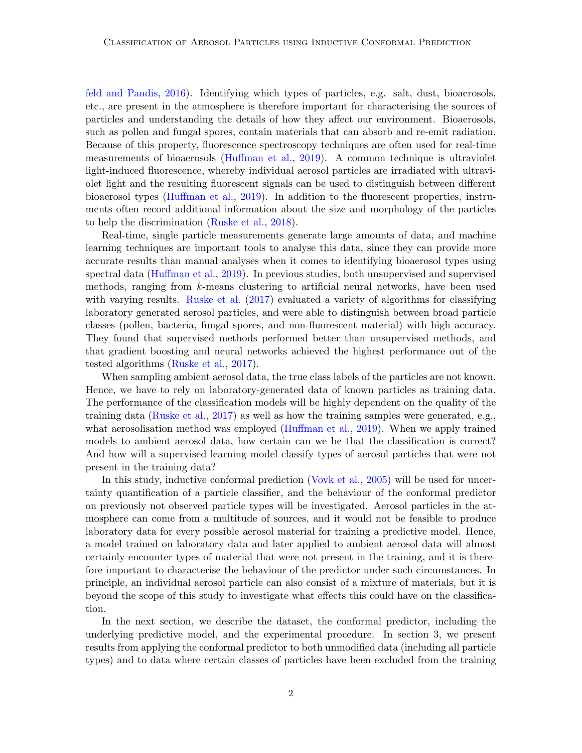feld and Pandis, 2016). Identifying which types of particles, e.g. salt, dust, bioaerosols, etc., are present in the atmosphere is therefore important for characterising the sources of particles and understanding the details of how they affect our environment. Bioaerosols, such as pollen and fungal spores, contain materials that can absorb and re-emit radiation. Because of this property, fluorescence spectroscopy techniques are often used for real-time measurements of bioaerosols (Huffman et al., 2019). A common technique is ultraviolet light-induced fluorescence, whereby individual aerosol particles are irradiated with ultraviolet light and the resulting fluorescent signals can be used to distinguish between different bioaerosol types (Huffman et al., 2019). In addition to the fluorescent properties, instruments often record additional information about the size and morphology of the particles to help the discrimination (Ruske et al., 2018).

Real-time, single particle measurements generate large amounts of data, and machine learning techniques are important tools to analyse this data, since they can provide more accurate results than manual analyses when it comes to identifying bioaerosol types using spectral data (Huffman et al., 2019). In previous studies, both unsupervised and supervised methods, ranging from $k$-means clustering to artificial neural networks, have been used with varying results. Ruske et al. (2017) evaluated a variety of algorithms for classifying laboratory generated aerosol particles, and were able to distinguish between broad particle classes (pollen, bacteria, fungal spores, and non-fluorescent material) with high accuracy. They found that supervised methods performed better than unsupervised methods, and that gradient boosting and neural networks achieved the highest performance out of the tested algorithms (Ruske et al., 2017).

When sampling ambient aerosol data, the true class labels of the particles are not known. Hence, we have to rely on laboratory-generated data of known particles as training data. The performance of the classification models will be highly dependent on the quality of the training data (Ruske et al., 2017) as well as how the training samples were generated, e.g., what aerosolisation method was employed (Huffman et al., 2019). When we apply trained models to ambient aerosol data, how certain can we be that the classification is correct? And how will a supervised learning model classify types of aerosol particles that were not present in the training data?

In this study, inductive conformal prediction (Vovk et al., 2005) will be used for uncertainty quantification of a particle classifier, and the behaviour of the conformal predictor on previously not observed particle types will be investigated. Aerosol particles in the atmosphere can come from a multitude of sources, and it would not be feasible to produce laboratory data for every possible aerosol material for training a predictive model. Hence, a model trained on laboratory data and later applied to ambient aerosol data will almost certainly encounter types of material that were not present in the training, and it is therefore important to characterise the behaviour of the predictor under such circumstances. In principle, an individual aerosol particle can also consist of a mixture of materials, but it is beyond the scope of this study to investigate what effects this could have on the classification.

In the next section, we describe the dataset, the conformal predictor, including the underlying predictive model, and the experimental procedure. In section 3, we present results from applying the conformal predictor to both unmodified data (including all particle types) and to data where certain classes of particles have been excluded from the training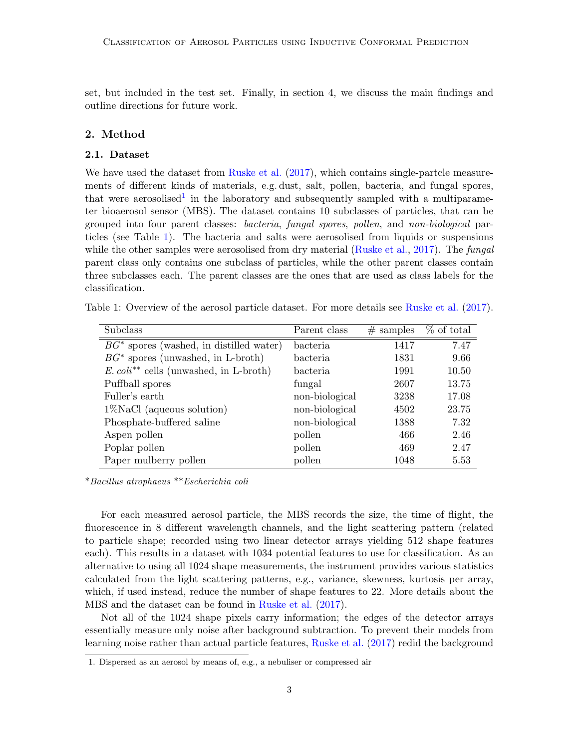set, but included in the test set. Finally, in section 4, we discuss the main findings and outline directions for future work.

## 2. Method

### 2.1. Dataset

We have used the dataset from Ruske et al. (2017), which contains single-partcle measurements of different kinds of materials, e.g. dust, salt, pollen, bacteria, and fungal spores, that were aerosolised[1] in the laboratory and subsequently sampled with a multiparameter bioaerosol sensor (MBS). The dataset contains 10 subclasses of particles, that can be grouped into four parent classes: *bacteria*, *fungal spores*, *pollen*, and *non-biological* particles (see Table 1). The bacteria and salts were aerosolised from liquids or suspensions while the other samples were aerosolised from dry material (Ruske et al., 2017). The *fungal* parent class only contains one subclass of particles, while the other parent classes contain three subclasses each. The parent classes are the ones that are used as class labels for the classification.

Table 1: Overview of the aerosol particle dataset. For more details see Ruske et al. (2017).

| Subclass | Parent class | # samples | % of total |
|---|---|---|---|
| *BG*\* spores (washed, in distilled water) | bacteria | 1417 | 7.47 |
| *BG*\* spores (unwashed, in L-broth) | bacteria | 1831 | 9.66 |
| *E. coli*\*\* cells (unwashed, in L-broth) | bacteria | 1991 | 10.50 |
| Puffball spores | fungal | 2607 | 13.75 |
| Fuller's earth | non-biological | 3238 | 17.08 |
| 1%NaCl (aqueous solution) | non-biological | 4502 | 23.75 |
| Phosphate-buffered saline | non-biological | 1388 | 7.32 |
| Aspen pollen | pollen | 466 | 2.46 |
| Poplar pollen | pollen | 469 | 2.47 |
| Paper mulberry pollen | pollen | 1048 | 5.53 |

\**Bacillus atrophaeus* \*\**Escherichia coli*

For each measured aerosol particle, the MBS records the size, the time of flight, the fluorescence in 8 different wavelength channels, and the light scattering pattern (related to particle shape; recorded using two linear detector arrays yielding 512 shape features each). This results in a dataset with 1034 potential features to use for classification. As an alternative to using all 1024 shape measurements, the instrument provides various statistics calculated from the light scattering patterns, e.g., variance, skewness, kurtosis per array, which, if used instead, reduce the number of shape features to 22. More details about the MBS and the dataset can be found in Ruske et al. (2017).

Not all of the 1024 shape pixels carry information; the edges of the detector arrays essentially measure only noise after background subtraction. To prevent their models from learning noise rather than actual particle features, Ruske et al. (2017) redid the background

1. Dispersed as an aerosol by means of, e.g., a nebuliser or compressed air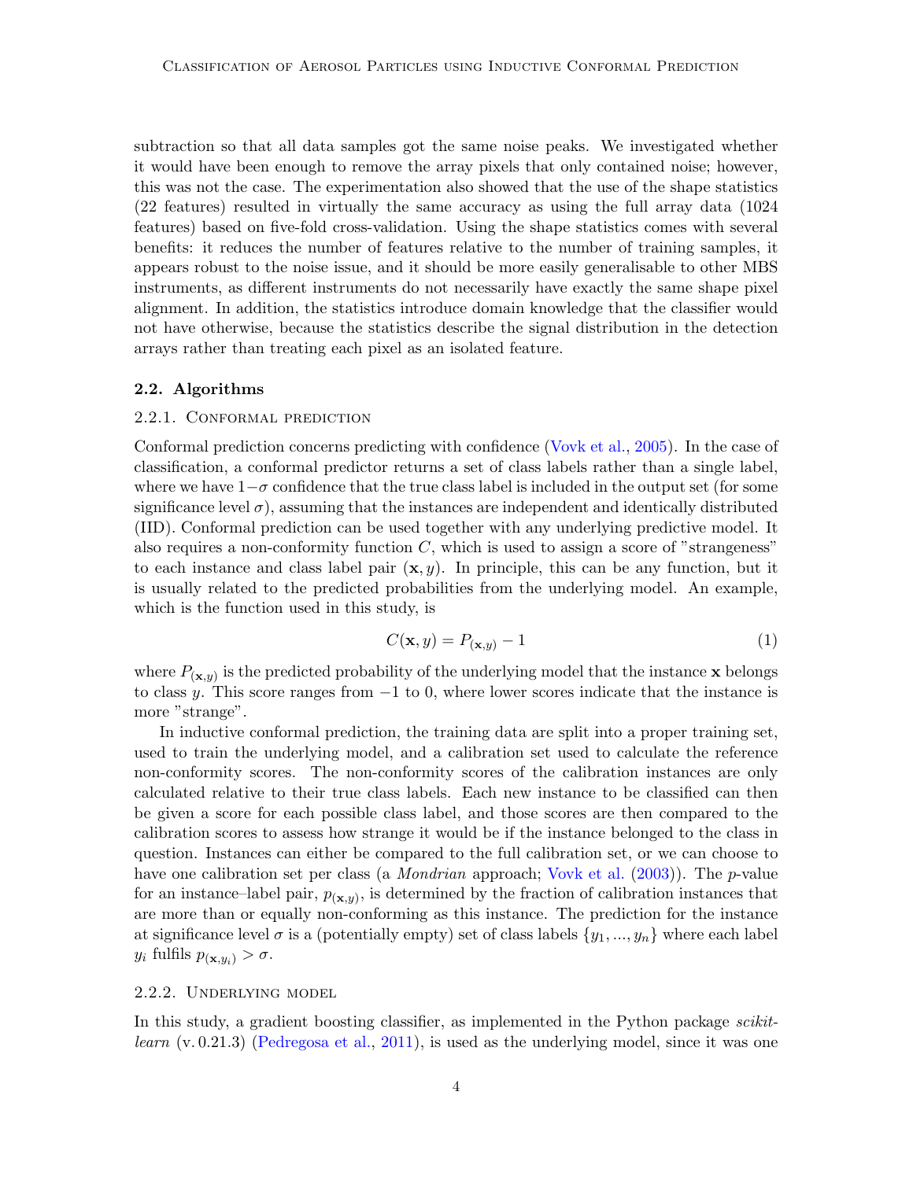subtraction so that all data samples got the same noise peaks. We investigated whether it would have been enough to remove the array pixels that only contained noise; however, this was not the case. The experimentation also showed that the use of the shape statistics (22 features) resulted in virtually the same accuracy as using the full array data (1024 features) based on five-fold cross-validation. Using the shape statistics comes with several benefits: it reduces the number of features relative to the number of training samples, it appears robust to the noise issue, and it should be more easily generalisable to other MBS instruments, as different instruments do not necessarily have exactly the same shape pixel alignment. In addition, the statistics introduce domain knowledge that the classifier would not have otherwise, because the statistics describe the signal distribution in the detection arrays rather than treating each pixel as an isolated feature.

### 2.2. Algorithms

#### 2.2.1. Conformal prediction

Conformal prediction concerns predicting with confidence (Vovk et al., 2005). In the case of classification, a conformal predictor returns a set of class labels rather than a single label, where we have $1-\sigma$ confidence that the true class label is included in the output set (for some significance level $\sigma$), assuming that the instances are independent and identically distributed (IID). Conformal prediction can be used together with any underlying predictive model. It also requires a non-conformity function $C$, which is used to assign a score of "strangeness" to each instance and class label pair $(\mathbf{x}, y)$. In principle, this can be any function, but it is usually related to the predicted probabilities from the underlying model. An example, which is the function used in this study, is

$$C(\mathbf{x}, y) = P_{(\mathbf{x},y)} - 1 \tag{1}$$

where $P_{(\mathbf{x},y)}$ is the predicted probability of the underlying model that the instance $\mathbf{x}$ belongs to class $y$. This score ranges from $-1$ to 0, where lower scores indicate that the instance is more "strange".

In inductive conformal prediction, the training data are split into a proper training set, used to train the underlying model, and a calibration set used to calculate the reference non-conformity scores. The non-conformity scores of the calibration instances are only calculated relative to their true class labels. Each new instance to be classified can then be given a score for each possible class label, and those scores are then compared to the calibration scores to assess how strange it would be if the instance belonged to the class in question. Instances can either be compared to the full calibration set, or we can choose to have one calibration set per class (a *Mondrian* approach; Vovk et al. (2003)). The $p$-value for an instance–label pair, $p_{(\mathbf{x},y)}$, is determined by the fraction of calibration instances that are more than or equally non-conforming as this instance. The prediction for the instance at significance level $\sigma$ is a (potentially empty) set of class labels $\{y_1, ..., y_n\}$ where each label $y_i$ fulfils $p_{(\mathbf{x},y_i)} > \sigma$.

#### 2.2.2. Underlying model

In this study, a gradient boosting classifier, as implemented in the Python package *scikit-learn* (v. 0.21.3) (Pedregosa et al., 2011), is used as the underlying model, since it was one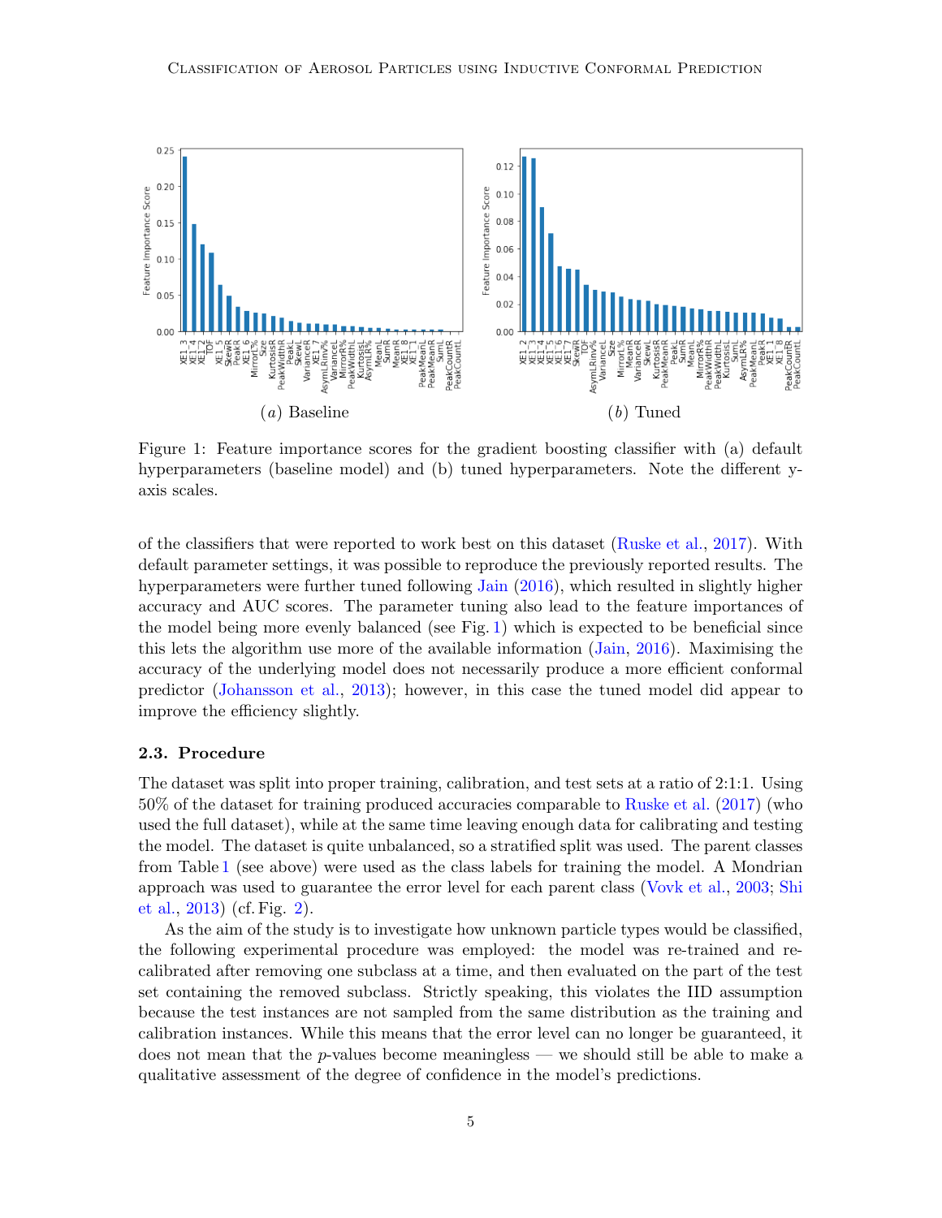Figure 1: Feature importance scores for the gradient boosting classifier with (a) default hyperparameters (baseline model) and (b) tuned hyperparameters. Note the different y-axis scales.

of the classifiers that were reported to work best on this dataset (Ruske et al., 2017). With default parameter settings, it was possible to reproduce the previously reported results. The hyperparameters were further tuned following Jain (2016), which resulted in slightly higher accuracy and AUC scores. The parameter tuning also lead to the feature importances of the model being more evenly balanced (see Fig. 1) which is expected to be beneficial since this lets the algorithm use more of the available information (Jain, 2016). Maximising the accuracy of the underlying model does not necessarily produce a more efficient conformal predictor (Johansson et al., 2013); however, in this case the tuned model did appear to improve the efficiency slightly.

### 2.3. Procedure

The dataset was split into proper training, calibration, and test sets at a ratio of 2:1:1. Using 50% of the dataset for training produced accuracies comparable to Ruske et al. (2017) (who used the full dataset), while at the same time leaving enough data for calibrating and testing the model. The dataset is quite unbalanced, so a stratified split was used. The parent classes from Table 1 (see above) were used as the class labels for training the model. A Mondrian approach was used to guarantee the error level for each parent class (Vovk et al., 2003; Shi et al., 2013) (cf. Fig. 2).

As the aim of the study is to investigate how unknown particle types would be classified, the following experimental procedure was employed: the model was re-trained and re-calibrated after removing one subclass at a time, and then evaluated on the part of the test set containing the removed subclass. Strictly speaking, this violates the IID assumption because the test instances are not sampled from the same distribution as the training and calibration instances. While this means that the error level can no longer be guaranteed, it does not mean that the $p$-values become meaningless — we should still be able to make a qualitative assessment of the degree of confidence in the model's predictions.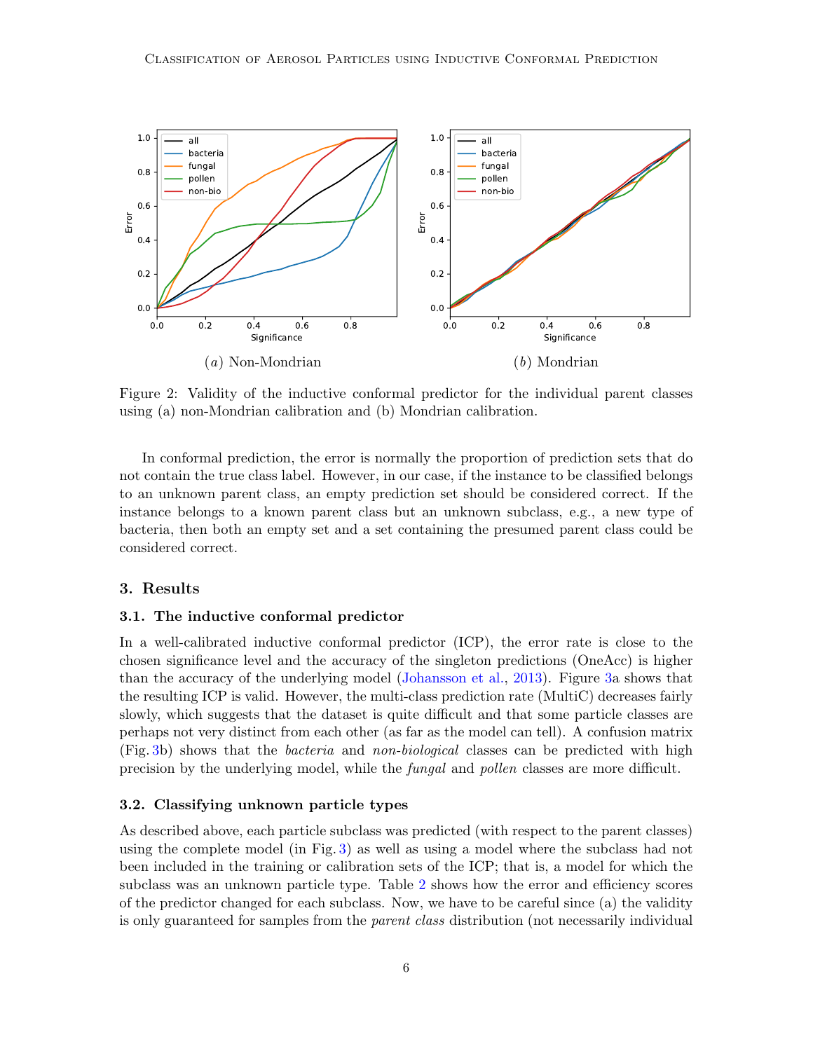(a) Non-Mondrian

(b) Mondrian

Figure 2: Validity of the inductive conformal predictor for the individual parent classes using (a) non-Mondrian calibration and (b) Mondrian calibration.

In conformal prediction, the error is normally the proportion of prediction sets that do not contain the true class label. However, in our case, if the instance to be classified belongs to an unknown parent class, an empty prediction set should be considered correct. If the instance belongs to a known parent class but an unknown subclass, e.g., a new type of bacteria, then both an empty set and a set containing the presumed parent class could be considered correct.

## 3. Results

### 3.1. The inductive conformal predictor

In a well-calibrated inductive conformal predictor (ICP), the error rate is close to the chosen significance level and the accuracy of the singleton predictions (OneAcc) is higher than the accuracy of the underlying model (Johansson et al., 2013). Figure 3a shows that the resulting ICP is valid. However, the multi-class prediction rate (MultiC) decreases fairly slowly, which suggests that the dataset is quite difficult and that some particle classes are perhaps not very distinct from each other (as far as the model can tell). A confusion matrix (Fig. 3b) shows that the *bacteria* and *non-biological* classes can be predicted with high precision by the underlying model, while the *fungal* and *pollen* classes are more difficult.

### 3.2. Classifying unknown particle types

As described above, each particle subclass was predicted (with respect to the parent classes) using the complete model (in Fig. 3) as well as using a model where the subclass had not been included in the training or calibration sets of the ICP; that is, a model for which the subclass was an unknown particle type. Table 2 shows how the error and efficiency scores of the predictor changed for each subclass. Now, we have to be careful since (a) the validity is only guaranteed for samples from the *parent class* distribution (not necessarily individual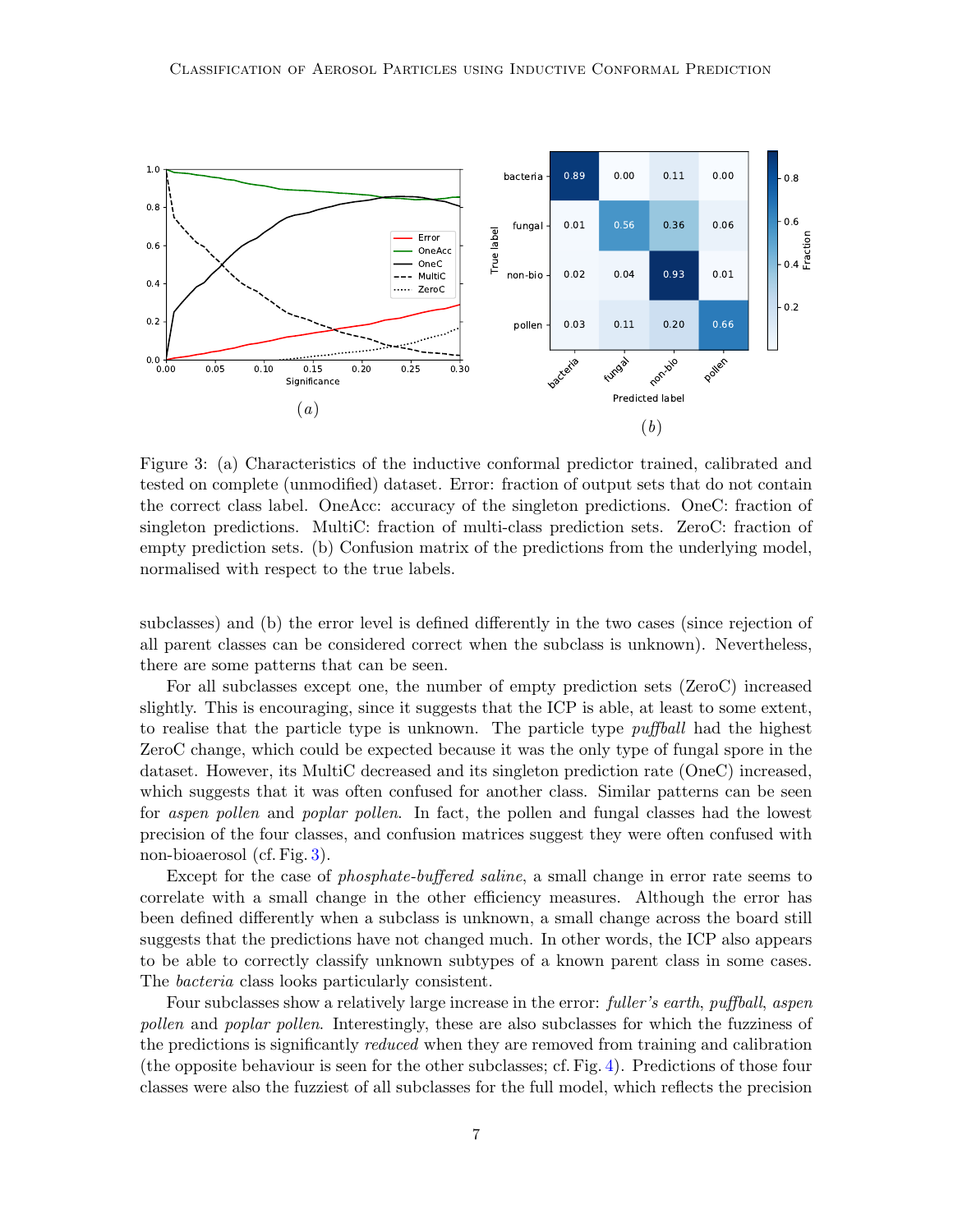Figure 3: (a) Characteristics of the inductive conformal predictor trained, calibrated and tested on complete (unmodified) dataset. Error: fraction of output sets that do not contain the correct class label. OneAcc: accuracy of the singleton predictions. OneC: fraction of singleton predictions. MultiC: fraction of multi-class prediction sets. ZeroC: fraction of empty prediction sets. (b) Confusion matrix of the predictions from the underlying model, normalised with respect to the true labels.

subclasses) and (b) the error level is defined differently in the two cases (since rejection of all parent classes can be considered correct when the subclass is unknown). Nevertheless, there are some patterns that can be seen.

For all subclasses except one, the number of empty prediction sets (ZeroC) increased slightly. This is encouraging, since it suggests that the ICP is able, at least to some extent, to realise that the particle type is unknown. The particle type *puffball* had the highest ZeroC change, which could be expected because it was the only type of fungal spore in the dataset. However, its MultiC decreased and its singleton prediction rate (OneC) increased, which suggests that it was often confused for another class. Similar patterns can be seen for *aspen pollen* and *poplar pollen*. In fact, the pollen and fungal classes had the lowest precision of the four classes, and confusion matrices suggest they were often confused with non-bioaerosol (cf. Fig. 3).

Except for the case of *phosphate-buffered saline*, a small change in error rate seems to correlate with a small change in the other efficiency measures. Although the error has been defined differently when a subclass is unknown, a small change across the board still suggests that the predictions have not changed much. In other words, the ICP also appears to be able to correctly classify unknown subtypes of a known parent class in some cases. The *bacteria* class looks particularly consistent.

Four subclasses show a relatively large increase in the error: *fuller's earth*, *puffball*, *aspen pollen* and *poplar pollen*. Interestingly, these are also subclasses for which the fuzziness of the predictions is significantly *reduced* when they are removed from training and calibration (the opposite behaviour is seen for the other subclasses; cf. Fig. 4). Predictions of those four classes were also the fuzziest of all subclasses for the full model, which reflects the precision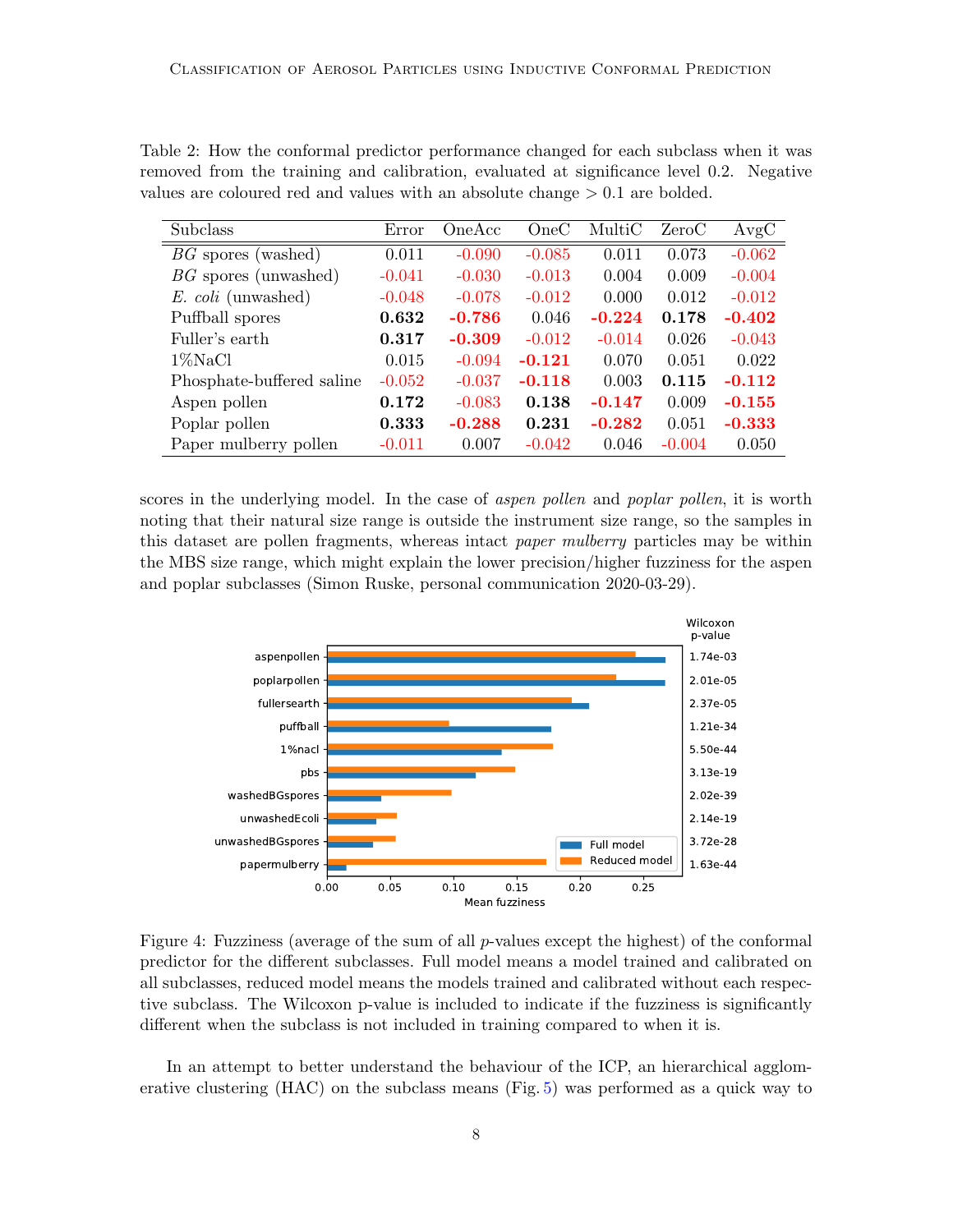Table 2: How the conformal predictor performance changed for each subclass when it was removed from the training and calibration, evaluated at significance level 0.2. Negative values are coloured red and values with an absolute change > 0.1 are bolded.

| Subclass | Error | OneAcc | OneC | MultiC | ZeroC | AvgC |
|---|---|---|---|---|---|---|
| *BG* spores (washed) | 0.011 | -0.090 | -0.085 | 0.011 | 0.073 | -0.062 |
| *BG* spores (unwashed) | -0.041 | -0.030 | -0.013 | 0.004 | 0.009 | -0.004 |
| *E. coli* (unwashed) | -0.048 | -0.078 | -0.012 | 0.000 | 0.012 | -0.012 |
| Puffball spores | **0.632** | **-0.786** | 0.046 | **-0.224** | **0.178** | **-0.402** |
| Fuller's earth | **0.317** | **-0.309** | -0.012 | -0.014 | 0.026 | -0.043 |
| 1%NaCl | 0.015 | -0.094 | **-0.121** | 0.070 | 0.051 | 0.022 |
| Phosphate-buffered saline | -0.052 | -0.037 | **-0.118** | 0.003 | **0.115** | **-0.112** |
| Aspen pollen | **0.172** | -0.083 | **0.138** | **-0.147** | 0.009 | **-0.155** |
| Poplar pollen | **0.333** | **-0.288** | **0.231** | **-0.282** | 0.051 | **-0.333** |
| Paper mulberry pollen | -0.011 | 0.007 | -0.042 | 0.046 | -0.004 | 0.050 |

scores in the underlying model. In the case of *aspen pollen* and *poplar pollen*, it is worth noting that their natural size range is outside the instrument size range, so the samples in this dataset are pollen fragments, whereas intact *paper mulberry* particles may be within the MBS size range, which might explain the lower precision/higher fuzziness for the aspen and poplar subclasses (Simon Ruske, personal communication 2020-03-29).

| Subclass | Wilcoxon p-value |
|---|---|
| aspenpollen | 1.74e-03 |
| poplarpollen | 2.01e-05 |
| fullersearth | 2.37e-05 |
| puffball | 1.21e-34 |
| 1%nacl | 5.50e-44 |
| pbs | 3.13e-19 |
| washedBGspores | 2.02e-39 |
| unwashedEcoli | 2.14e-19 |
| unwashedBGspores | 3.72e-28 |
| papermulberry | 1.63e-44 |

Figure 4: Fuzziness (average of the sum of all $p$-values except the highest) of the conformal predictor for the different subclasses. Full model means a model trained and calibrated on all subclasses, reduced model means the models trained and calibrated without each respective subclass. The Wilcoxon p-value is included to indicate if the fuzziness is significantly different when the subclass is not included in training compared to when it is.

In an attempt to better understand the behaviour of the ICP, an hierarchical agglomerative clustering (HAC) on the subclass means (Fig. 5) was performed as a quick way to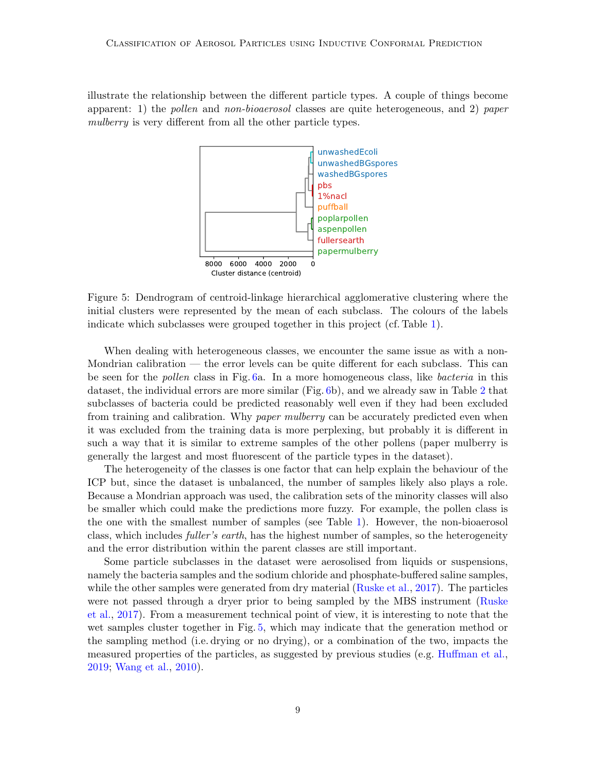illustrate the relationship between the different particle types. A couple of things become apparent: 1) the *pollen* and *non-bioaerosol* classes are quite heterogeneous, and 2) *paper mulberry* is very different from all the other particle types.

Figure 5: Dendrogram of centroid-linkage hierarchical agglomerative clustering where the initial clusters were represented by the mean of each subclass. The colours of the labels indicate which subclasses were grouped together in this project (cf. Table 1).

When dealing with heterogeneous classes, we encounter the same issue as with a non-Mondrian calibration — the error levels can be quite different for each subclass. This can be seen for the *pollen* class in Fig. 6a. In a more homogeneous class, like *bacteria* in this dataset, the individual errors are more similar (Fig. 6b), and we already saw in Table 2 that subclasses of bacteria could be predicted reasonably well even if they had been excluded from training and calibration. Why *paper mulberry* can be accurately predicted even when it was excluded from the training data is more perplexing, but probably it is different in such a way that it is similar to extreme samples of the other pollens (paper mulberry is generally the largest and most fluorescent of the particle types in the dataset).

The heterogeneity of the classes is one factor that can help explain the behaviour of the ICP but, since the dataset is unbalanced, the number of samples likely also plays a role. Because a Mondrian approach was used, the calibration sets of the minority classes will also be smaller which could make the predictions more fuzzy. For example, the pollen class is the one with the smallest number of samples (see Table 1). However, the non-bioaerosol class, which includes *fuller's earth*, has the highest number of samples, so the heterogeneity and the error distribution within the parent classes are still important.

Some particle subclasses in the dataset were aerosolised from liquids or suspensions, namely the bacteria samples and the sodium chloride and phosphate-buffered saline samples, while the other samples were generated from dry material (Ruske et al., 2017). The particles were not passed through a dryer prior to being sampled by the MBS instrument (Ruske et al., 2017). From a measurement technical point of view, it is interesting to note that the wet samples cluster together in Fig. 5, which may indicate that the generation method or the sampling method (i.e. drying or no drying), or a combination of the two, impacts the measured properties of the particles, as suggested by previous studies (e.g. Huffman et al., 2019; Wang et al., 2010).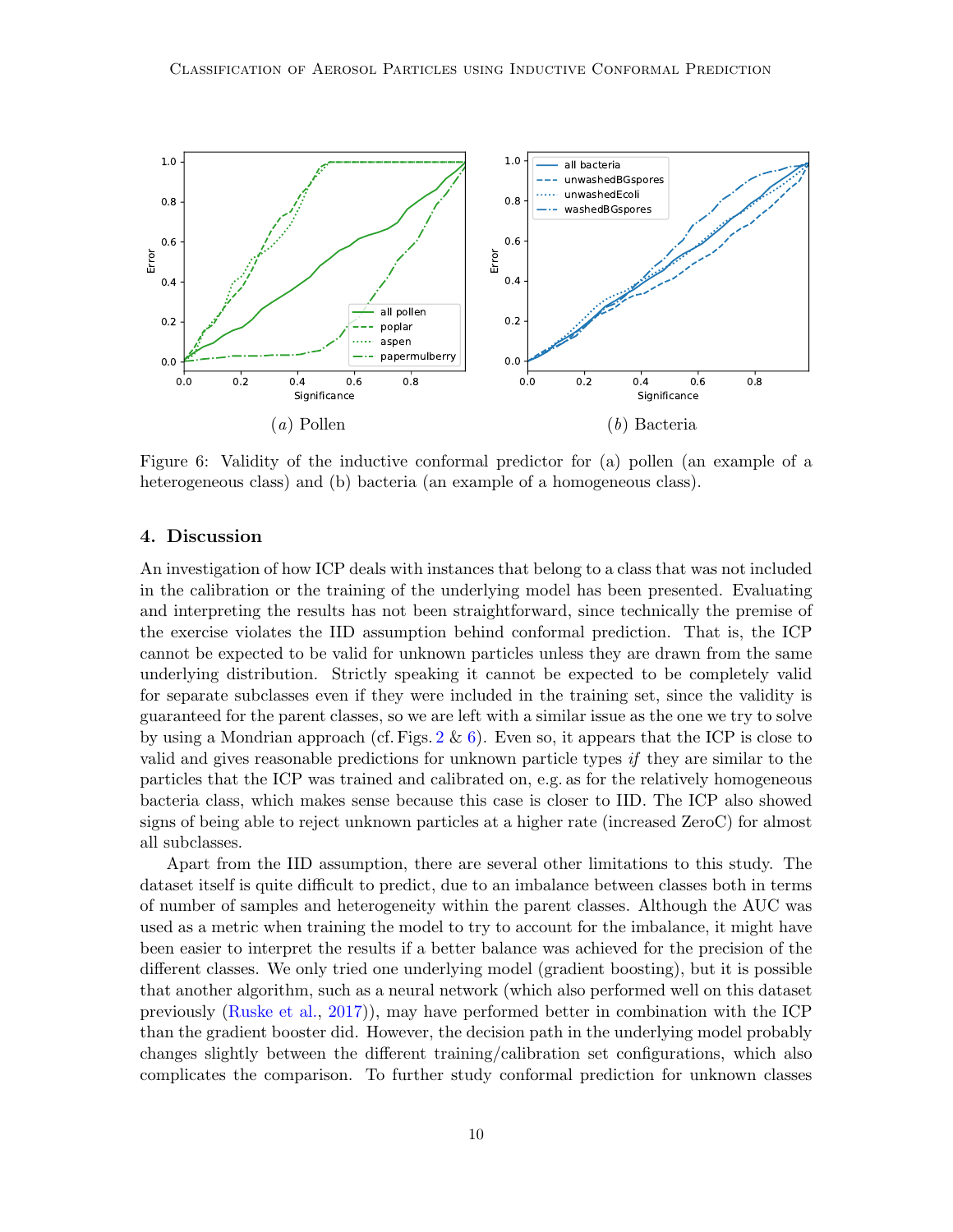(a) Pollen

(b) Bacteria

Figure 6: Validity of the inductive conformal predictor for (a) pollen (an example of a heterogeneous class) and (b) bacteria (an example of a homogeneous class).

## 4. Discussion

An investigation of how ICP deals with instances that belong to a class that was not included in the calibration or the training of the underlying model has been presented. Evaluating and interpreting the results has not been straightforward, since technically the premise of the exercise violates the IID assumption behind conformal prediction. That is, the ICP cannot be expected to be valid for unknown particles unless they are drawn from the same underlying distribution. Strictly speaking it cannot be expected to be completely valid for separate subclasses even if they were included in the training set, since the validity is guaranteed for the parent classes, so we are left with a similar issue as the one we try to solve by using a Mondrian approach (cf. Figs. 2 & 6). Even so, it appears that the ICP is close to valid and gives reasonable predictions for unknown particle types *if* they are similar to the particles that the ICP was trained and calibrated on, e.g. as for the relatively homogeneous bacteria class, which makes sense because this case is closer to IID. The ICP also showed signs of being able to reject unknown particles at a higher rate (increased ZeroC) for almost all subclasses.

Apart from the IID assumption, there are several other limitations to this study. The dataset itself is quite difficult to predict, due to an imbalance between classes both in terms of number of samples and heterogeneity within the parent classes. Although the AUC was used as a metric when training the model to try to account for the imbalance, it might have been easier to interpret the results if a better balance was achieved for the precision of the different classes. We only tried one underlying model (gradient boosting), but it is possible that another algorithm, such as a neural network (which also performed well on this dataset previously (Ruske et al., 2017)), may have performed better in combination with the ICP than the gradient booster did. However, the decision path in the underlying model probably changes slightly between the different training/calibration set configurations, which also complicates the comparison. To further study conformal prediction for unknown classes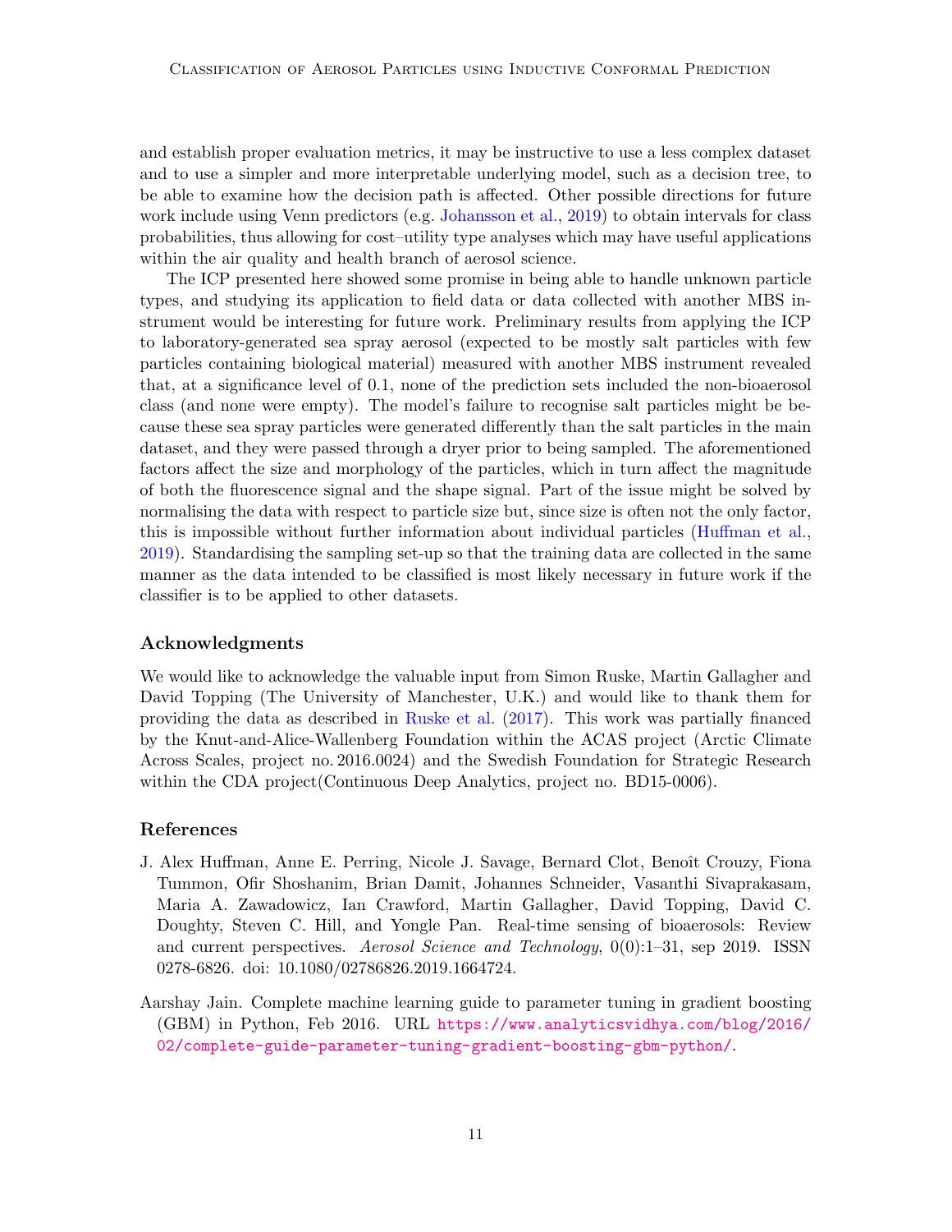and establish proper evaluation metrics, it may be instructive to use a less complex dataset and to use a simpler and more interpretable underlying model, such as a decision tree, to be able to examine how the decision path is affected. Other possible directions for future work include using Venn predictors (e.g. Johansson et al., 2019) to obtain intervals for class probabilities, thus allowing for cost–utility type analyses which may have useful applications within the air quality and health branch of aerosol science.

The ICP presented here showed some promise in being able to handle unknown particle types, and studying its application to field data or data collected with another MBS instrument would be interesting for future work. Preliminary results from applying the ICP to laboratory-generated sea spray aerosol (expected to be mostly salt particles with few particles containing biological material) measured with another MBS instrument revealed that, at a significance level of 0.1, none of the prediction sets included the non-bioaerosol class (and none were empty). The model's failure to recognise salt particles might be because these sea spray particles were generated differently than the salt particles in the main dataset, and they were passed through a dryer prior to being sampled. The aforementioned factors affect the size and morphology of the particles, which in turn affect the magnitude of both the fluorescence signal and the shape signal. Part of the issue might be solved by normalising the data with respect to particle size but, since size is often not the only factor, this is impossible without further information about individual particles (Huffman et al., 2019). Standardising the sampling set-up so that the training data are collected in the same manner as the data intended to be classified is most likely necessary in future work if the classifier is to be applied to other datasets.

## Acknowledgments

We would like to acknowledge the valuable input from Simon Ruske, Martin Gallagher and David Topping (The University of Manchester, U.K.) and would like to thank them for providing the data as described in Ruske et al. (2017). This work was partially financed by the Knut-and-Alice-Wallenberg Foundation within the ACAS project (Arctic Climate Across Scales, project no. 2016.0024) and the Swedish Foundation for Strategic Research within the CDA project(Continuous Deep Analytics, project no. BD15-0006).

## References

J. Alex Huffman, Anne E. Perring, Nicole J. Savage, Bernard Clot, Benoît Crouzy, Fiona Tummon, Ofir Shoshanim, Brian Damit, Johannes Schneider, Vasanthi Sivaprakasam, Maria A. Zawadowicz, Ian Crawford, Martin Gallagher, David Topping, David C. Doughty, Steven C. Hill, and Yongle Pan. Real-time sensing of bioaerosols: Review and current perspectives. *Aerosol Science and Technology*, 0(0):1–31, sep 2019. ISSN 0278-6826. doi: 10.1080/02786826.2019.1664724.

Aarshay Jain. Complete machine learning guide to parameter tuning in gradient boosting (GBM) in Python, Feb 2016. URL https://www.analyticsvidhya.com/blog/2016/02/complete-guide-parameter-tuning-gradient-boosting-gbm-python/.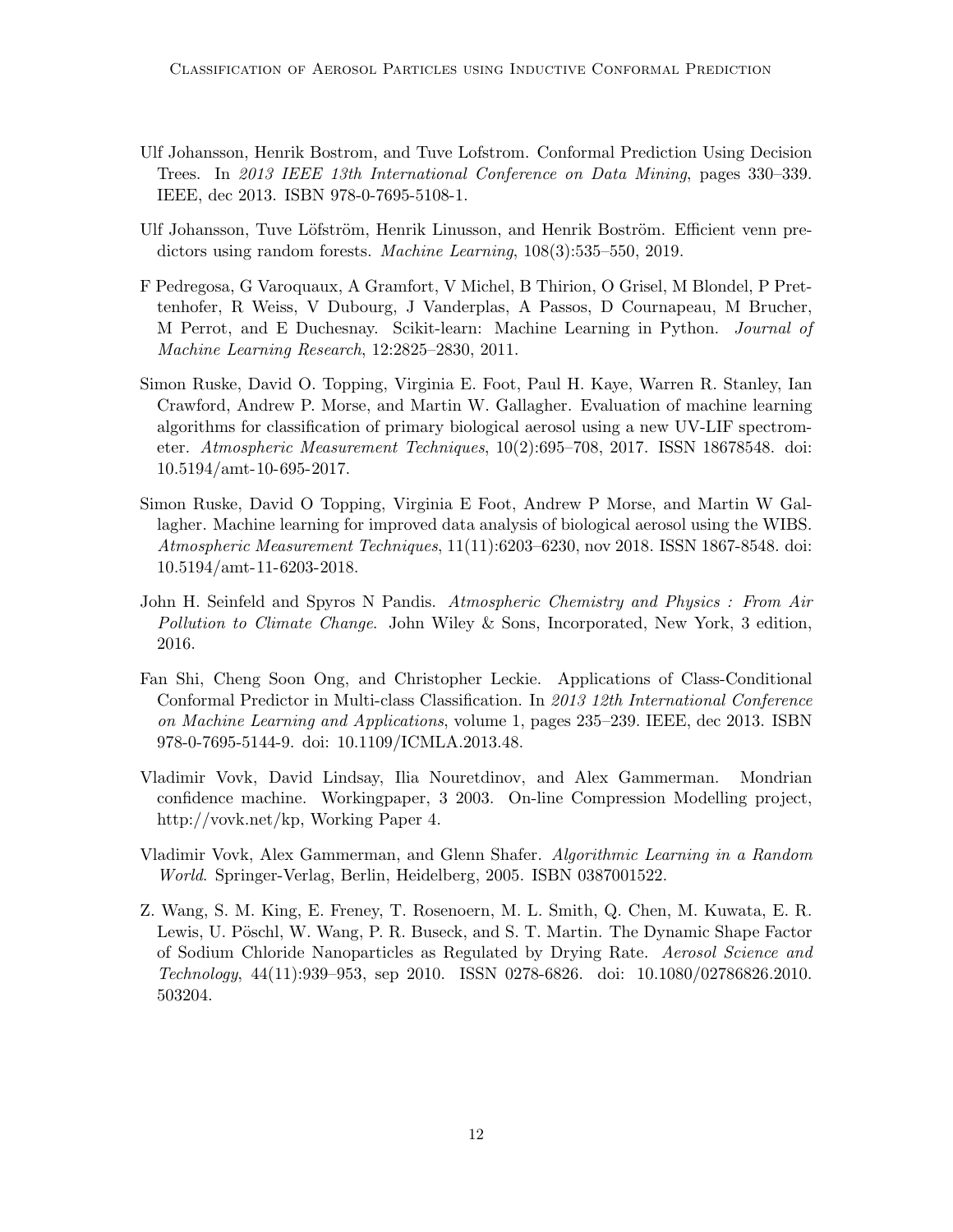Ulf Johansson, Henrik Bostrom, and Tuve Lofstrom. Conformal Prediction Using Decision Trees. In *2013 IEEE 13th International Conference on Data Mining*, pages 330–339. IEEE, dec 2013. ISBN 978-0-7695-5108-1.

Ulf Johansson, Tuve Löfström, Henrik Linusson, and Henrik Boström. Efficient venn predictors using random forests. *Machine Learning*, 108(3):535–550, 2019.

F Pedregosa, G Varoquaux, A Gramfort, V Michel, B Thirion, O Grisel, M Blondel, P Prettenhofer, R Weiss, V Dubourg, J Vanderplas, A Passos, D Cournapeau, M Brucher, M Perrot, and E Duchesnay. Scikit-learn: Machine Learning in Python. *Journal of Machine Learning Research*, 12:2825–2830, 2011.

Simon Ruske, David O. Topping, Virginia E. Foot, Paul H. Kaye, Warren R. Stanley, Ian Crawford, Andrew P. Morse, and Martin W. Gallagher. Evaluation of machine learning algorithms for classification of primary biological aerosol using a new UV-LIF spectrometer. *Atmospheric Measurement Techniques*, 10(2):695–708, 2017. ISSN 18678548. doi: 10.5194/amt-10-695-2017.

Simon Ruske, David O Topping, Virginia E Foot, Andrew P Morse, and Martin W Gallagher. Machine learning for improved data analysis of biological aerosol using the WIBS. *Atmospheric Measurement Techniques*, 11(11):6203–6230, nov 2018. ISSN 1867-8548. doi: 10.5194/amt-11-6203-2018.

John H. Seinfeld and Spyros N Pandis. *Atmospheric Chemistry and Physics : From Air Pollution to Climate Change*. John Wiley & Sons, Incorporated, New York, 3 edition, 2016.

Fan Shi, Cheng Soon Ong, and Christopher Leckie. Applications of Class-Conditional Conformal Predictor in Multi-class Classification. In *2013 12th International Conference on Machine Learning and Applications*, volume 1, pages 235–239. IEEE, dec 2013. ISBN 978-0-7695-5144-9. doi: 10.1109/ICMLA.2013.48.

Vladimir Vovk, David Lindsay, Ilia Nouretdinov, and Alex Gammerman. Mondrian confidence machine. Workingpaper, 3 2003. On-line Compression Modelling project, http://vovk.net/kp, Working Paper 4.

Vladimir Vovk, Alex Gammerman, and Glenn Shafer. *Algorithmic Learning in a Random World*. Springer-Verlag, Berlin, Heidelberg, 2005. ISBN 0387001522.

Z. Wang, S. M. King, E. Freney, T. Rosenoern, M. L. Smith, Q. Chen, M. Kuwata, E. R. Lewis, U. Pöschl, W. Wang, P. R. Buseck, and S. T. Martin. The Dynamic Shape Factor of Sodium Chloride Nanoparticles as Regulated by Drying Rate. *Aerosol Science and Technology*, 44(11):939–953, sep 2010. ISSN 0278-6826. doi: 10.1080/02786826.2010.503204.